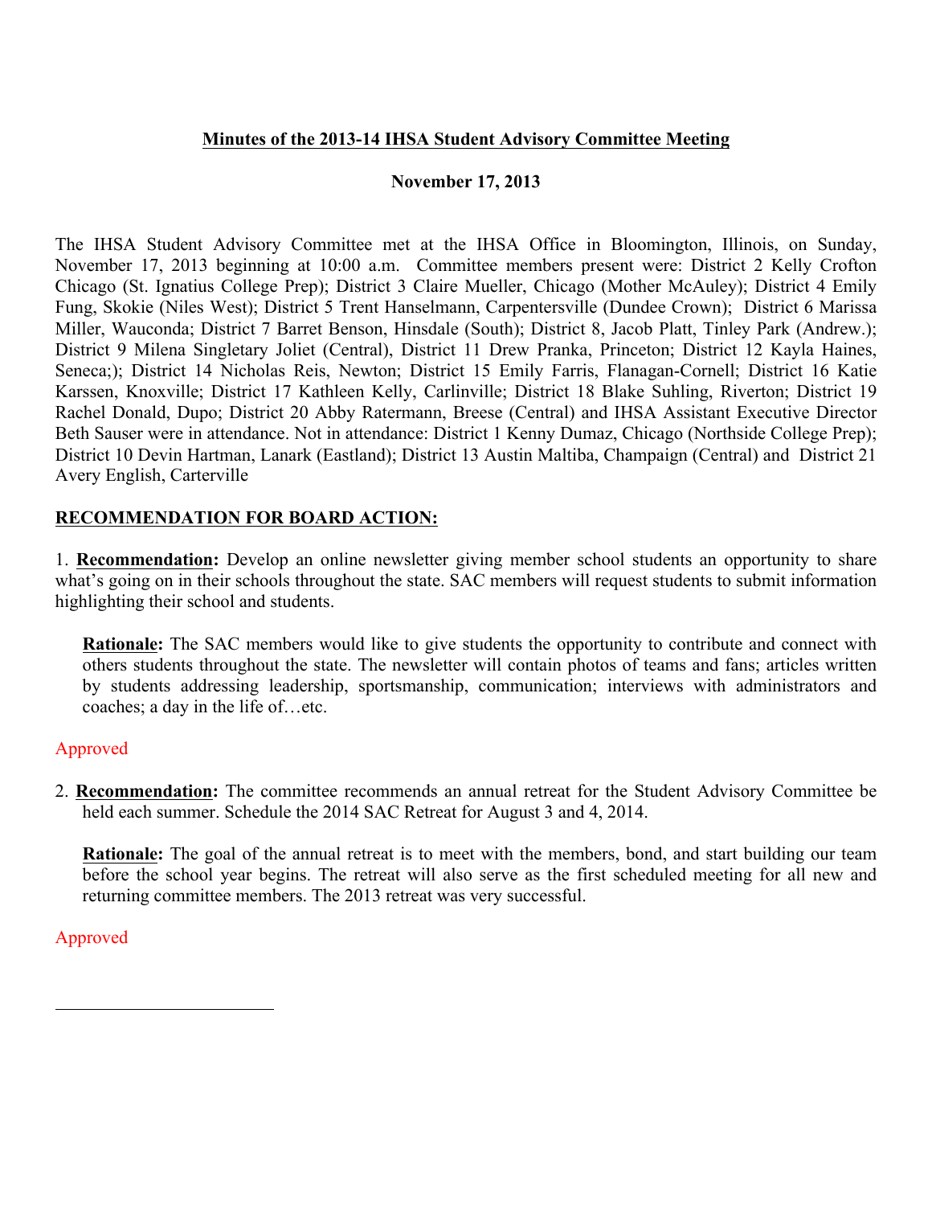**Minutes of the 2013-14 IHSA Student Advisory Committee Meeting**

**November 17, 2013**

The IHSA Student Advisory Committee met at the IHSA Office in Bloomington, Illinois, on Sunday, November 17, 2013 beginning at 10:00 a.m. Committee members present were: District 2 Kelly Crofton Chicago (St. Ignatius College Prep); District 3 Claire Mueller, Chicago (Mother McAuley); District 4 Emily Fung, Skokie (Niles West); District 5 Trent Hanselmann, Carpentersville (Dundee Crown); District 6 Marissa Miller, Wauconda; District 7 Barret Benson, Hinsdale (South); District 8, Jacob Platt, Tinley Park (Andrew.); District 9 Milena Singletary Joliet (Central), District 11 Drew Pranka, Princeton; District 12 Kayla Haines, Seneca;); District 14 Nicholas Reis, Newton; District 15 Emily Farris, Flanagan-Cornell; District 16 Katie Karssen, Knoxville; District 17 Kathleen Kelly, Carlinville; District 18 Blake Suhling, Riverton; District 19 Rachel Donald, Dupo; District 20 Abby Ratermann, Breese (Central) and IHSA Assistant Executive Director Beth Sauser were in attendance. Not in attendance: District 1 Kenny Dumaz, Chicago (Northside College Prep); District 10 Devin Hartman, Lanark (Eastland); District 13 Austin Maltiba, Champaign (Central) and District 21 Avery English, Carterville

**RECOMMENDATION FOR BOARD ACTION:**

1. **Recommendation:** Develop an online newsletter giving member school students an opportunity to share what's going on in their schools throughout the state. SAC members will request students to submit information highlighting their school and students.

   **Rationale:** The SAC members would like to give students the opportunity to contribute and connect with others students throughout the state. The newsletter will contain photos of teams and fans; articles written by students addressing leadership, sportsmanship, communication; interviews with administrators and coaches; a day in the life of…etc.

Approved

2. **Recommendation:** The committee recommends an annual retreat for the Student Advisory Committee be held each summer. Schedule the 2014 SAC Retreat for August 3 and 4, 2014.

   **Rationale:** The goal of the annual retreat is to meet with the members, bond, and start building our team before the school year begins. The retreat will also serve as the first scheduled meeting for all new and returning committee members. The 2013 retreat was very successful.

Approved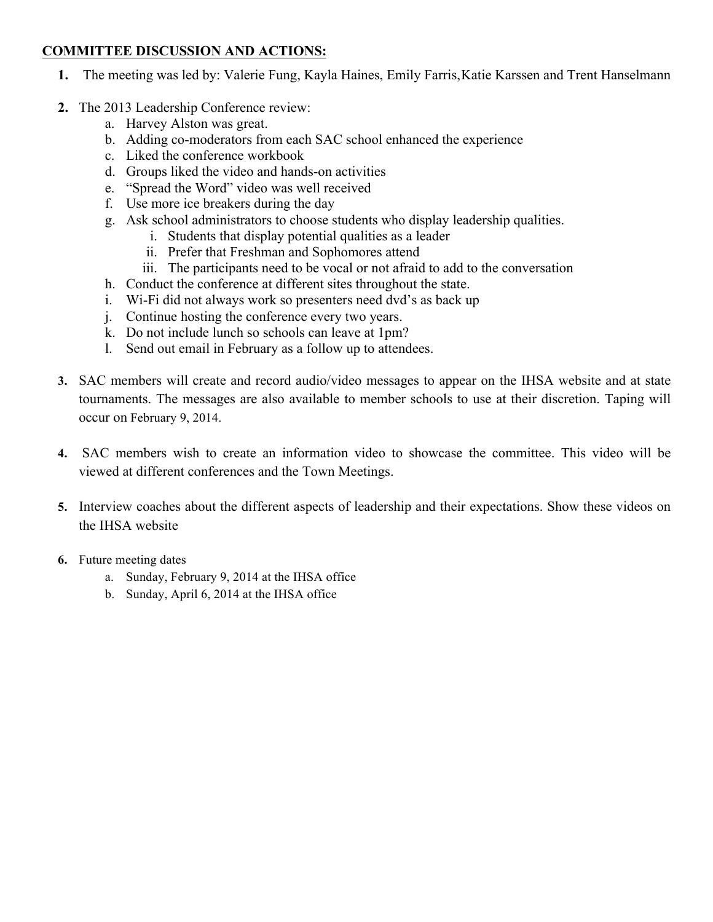**COMMITTEE DISCUSSION AND ACTIONS:**

1. The meeting was led by: Valerie Fung, Kayla Haines, Emily Farris, Katie Karssen and Trent Hanselmann

2. The 2013 Leadership Conference review:
   a. Harvey Alston was great.
   b. Adding co-moderators from each SAC school enhanced the experience
   c. Liked the conference workbook
   d. Groups liked the video and hands-on activities
   e. "Spread the Word" video was well received
   f. Use more ice breakers during the day
   g. Ask school administrators to choose students who display leadership qualities.
      i. Students that display potential qualities as a leader
      ii. Prefer that Freshman and Sophomores attend
      iii. The participants need to be vocal or not afraid to add to the conversation
   h. Conduct the conference at different sites throughout the state.
   i. Wi-Fi did not always work so presenters need dvd's as back up
   j. Continue hosting the conference every two years.
   k. Do not include lunch so schools can leave at 1pm?
   l. Send out email in February as a follow up to attendees.

3. SAC members will create and record audio/video messages to appear on the IHSA website and at state tournaments. The messages are also available to member schools to use at their discretion. Taping will occur on February 9, 2014.

4. SAC members wish to create an information video to showcase the committee. This video will be viewed at different conferences and the Town Meetings.

5. Interview coaches about the different aspects of leadership and their expectations. Show these videos on the IHSA website

6. Future meeting dates
   a. Sunday, February 9, 2014 at the IHSA office
   b. Sunday, April 6, 2014 at the IHSA office